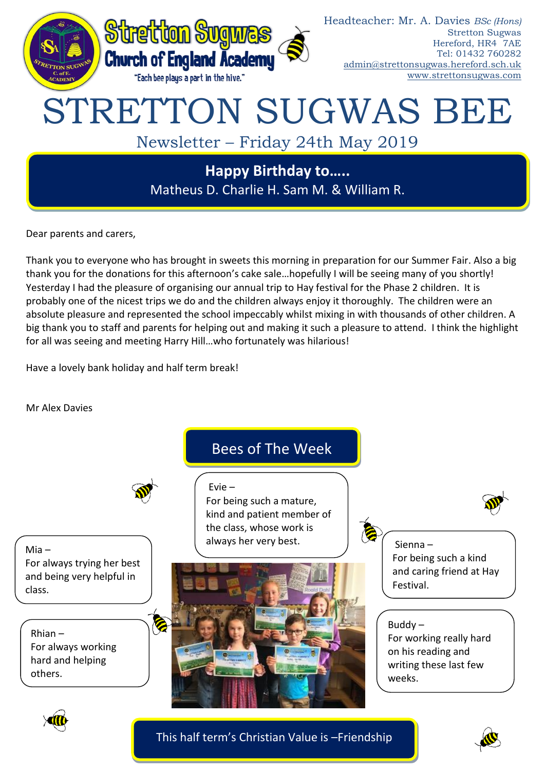Stretton Sugwas Church of England Academy

"Each bee plays a part in the hive."

Headteacher: Mr. A. Davies *BSc (Hons)*
Stretton Sugwas
Hereford, HR4 7AE
Tel: 01432 760282
admin@strettonsugwas.hereford.sch.uk
www.strettonsugwas.com

# STRETTON SUGWAS BEE

## Newsletter – Friday 24th May 2019

**Happy Birthday to…..**
Matheus D. Charlie H. Sam M. & William R.

Dear parents and carers,

Thank you to everyone who has brought in sweets this morning in preparation for our Summer Fair. Also a big thank you for the donations for this afternoon's cake sale…hopefully I will be seeing many of you shortly! Yesterday I had the pleasure of organising our annual trip to Hay festival for the Phase 2 children. It is probably one of the nicest trips we do and the children always enjoy it thoroughly. The children were an absolute pleasure and represented the school impeccably whilst mixing in with thousands of other children. A big thank you to staff and parents for helping out and making it such a pleasure to attend. I think the highlight for all was seeing and meeting Harry Hill…who fortunately was hilarious!

Have a lovely bank holiday and half term break!

Mr Alex Davies

## Bees of The Week

Evie –
For being such a mature, kind and patient member of the class, whose work is always her very best.

Mia –
For always trying her best and being very helpful in class.

Sienna –
For being such a kind and caring friend at Hay Festival.

Rhian –
For always working hard and helping others.

Buddy –
For working really hard on his reading and writing these last few weeks.

This half term's Christian Value is –Friendship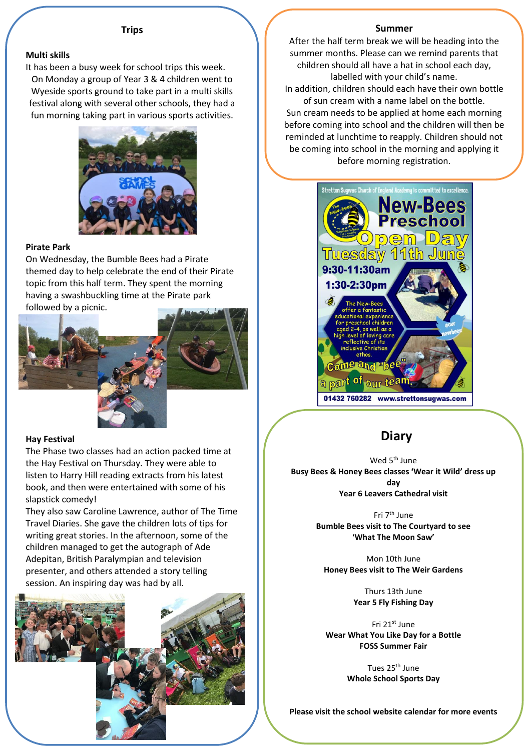## Trips

### Multi skills

It has been a busy week for school trips this week. On Monday a group of Year 3 & 4 children went to Wyeside sports ground to take part in a multi skills festival along with several other schools, they had a fun morning taking part in various sports activities.

### Pirate Park

On Wednesday, the Bumble Bees had a Pirate themed day to help celebrate the end of their Pirate topic from this half term. They spent the morning having a swashbuckling time at the Pirate park followed by a picnic.

### Hay Festival

The Phase two classes had an action packed time at the Hay Festival on Thursday. They were able to listen to Harry Hill reading extracts from his latest book, and then were entertained with some of his slapstick comedy!

They also saw Caroline Lawrence, author of The Time Travel Diaries. She gave the children lots of tips for writing great stories. In the afternoon, some of the children managed to get the autograph of Ade Adepitan, British Paralympian and television presenter, and others attended a story telling session. An inspiring day was had by all.

## Summer

After the half term break we will be heading into the summer months. Please can we remind parents that children should all have a hat in school each day, labelled with your child's name.

In addition, children should each have their own bottle of sun cream with a name label on the bottle.

Sun cream needs to be applied at home each morning before coming into school and the children will then be reminded at lunchtime to reapply. Children should not be coming into school in the morning and applying it before morning registration.

Stretton Sugwas Church of England Academy is committed to excellence.

**New-Bees Preschool Open Day**

**Tuesday 11th June**

**9:30-11:30am**

**1:30-2:30pm**

The New-Bees offer a fantastic educational experience for preschool children aged 2-4, as well as a high level of loving care reflective of its inclusive Christian ethos.

Come and "bee" a part of our team.

01432 760282 www.strettonsugwas.com

## Diary

Wed 5th June
**Busy Bees & Honey Bees classes 'Wear it Wild' dress up day**
**Year 6 Leavers Cathedral visit**

Fri 7th June
**Bumble Bees visit to The Courtyard to see 'What The Moon Saw'**

Mon 10th June
**Honey Bees visit to The Weir Gardens**

Thurs 13th June
**Year 5 Fly Fishing Day**

Fri 21st June
**Wear What You Like Day for a Bottle**
**FOSS Summer Fair**

Tues 25th June
**Whole School Sports Day**

**Please visit the school website calendar for more events**